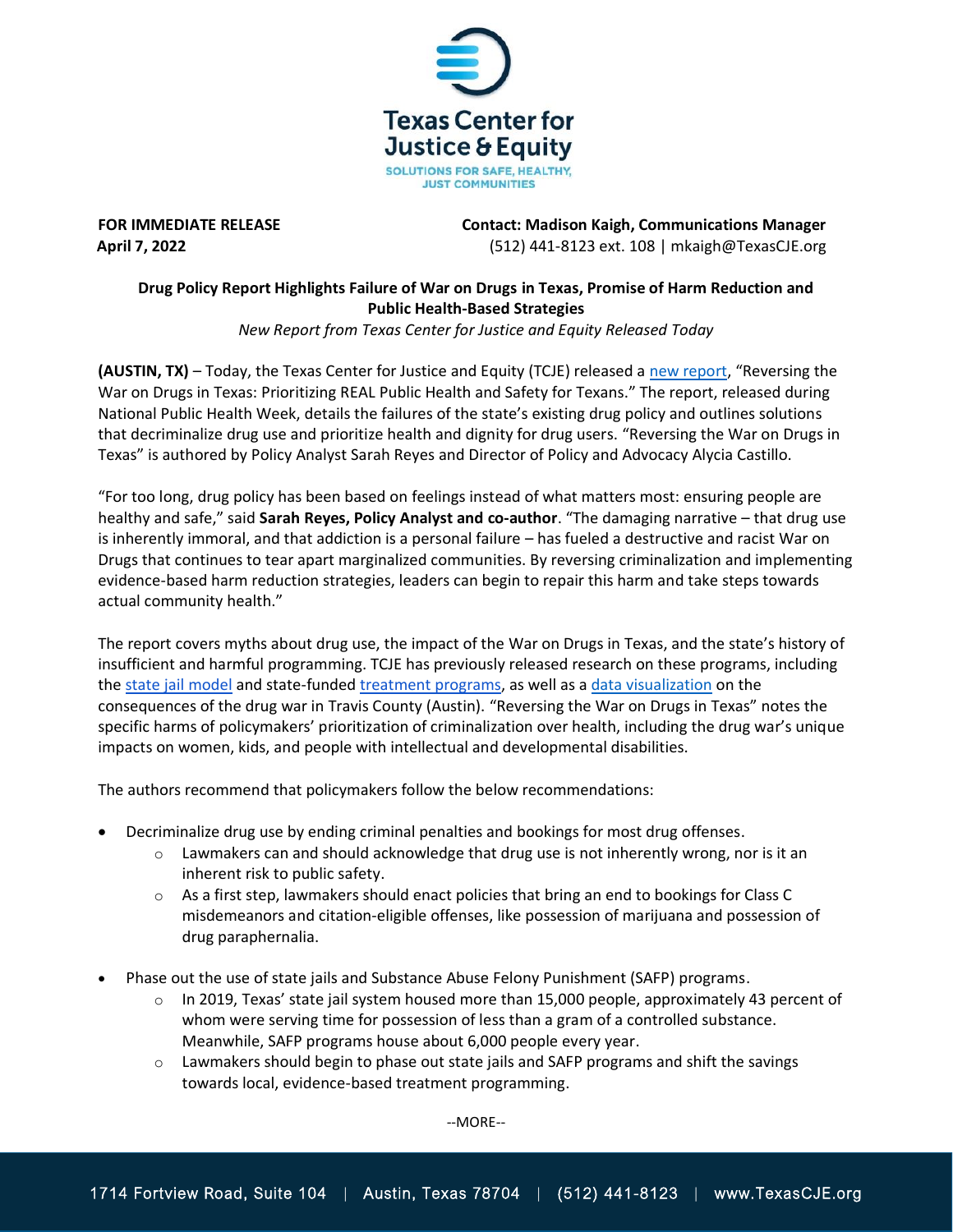Texas Center for Justice & Equity

SOLUTIONS FOR SAFE, HEALTHY, JUST COMMUNITIES

**FOR IMMEDIATE RELEASE**
**April 7, 2022**

**Contact: Madison Kaigh, Communications Manager**
(512) 441-8123 ext. 108 | mkaigh@TexasCJE.org

**Drug Policy Report Highlights Failure of War on Drugs in Texas, Promise of Harm Reduction and Public Health-Based Strategies**

*New Report from Texas Center for Justice and Equity Released Today*

**(AUSTIN, TX)** – Today, the Texas Center for Justice and Equity (TCJE) released a new report, "Reversing the War on Drugs in Texas: Prioritizing REAL Public Health and Safety for Texans." The report, released during National Public Health Week, details the failures of the state's existing drug policy and outlines solutions that decriminalize drug use and prioritize health and dignity for drug users. "Reversing the War on Drugs in Texas" is authored by Policy Analyst Sarah Reyes and Director of Policy and Advocacy Alycia Castillo.

"For too long, drug policy has been based on feelings instead of what matters most: ensuring people are healthy and safe," said **Sarah Reyes, Policy Analyst and co-author**. "The damaging narrative – that drug use is inherently immoral, and that addiction is a personal failure – has fueled a destructive and racist War on Drugs that continues to tear apart marginalized communities. By reversing criminalization and implementing evidence-based harm reduction strategies, leaders can begin to repair this harm and take steps towards actual community health."

The report covers myths about drug use, the impact of the War on Drugs in Texas, and the state's history of insufficient and harmful programming. TCJE has previously released research on these programs, including the state jail model and state-funded treatment programs, as well as a data visualization on the consequences of the drug war in Travis County (Austin). "Reversing the War on Drugs in Texas" notes the specific harms of policymakers' prioritization of criminalization over health, including the drug war's unique impacts on women, kids, and people with intellectual and developmental disabilities.

The authors recommend that policymakers follow the below recommendations:

- Decriminalize drug use by ending criminal penalties and bookings for most drug offenses.
  - Lawmakers can and should acknowledge that drug use is not inherently wrong, nor is it an inherent risk to public safety.
  - As a first step, lawmakers should enact policies that bring an end to bookings for Class C misdemeanors and citation-eligible offenses, like possession of marijuana and possession of drug paraphernalia.
- Phase out the use of state jails and Substance Abuse Felony Punishment (SAFP) programs.
  - In 2019, Texas' state jail system housed more than 15,000 people, approximately 43 percent of whom were serving time for possession of less than a gram of a controlled substance. Meanwhile, SAFP programs house about 6,000 people every year.
  - Lawmakers should begin to phase out state jails and SAFP programs and shift the savings towards local, evidence-based treatment programming.

--MORE--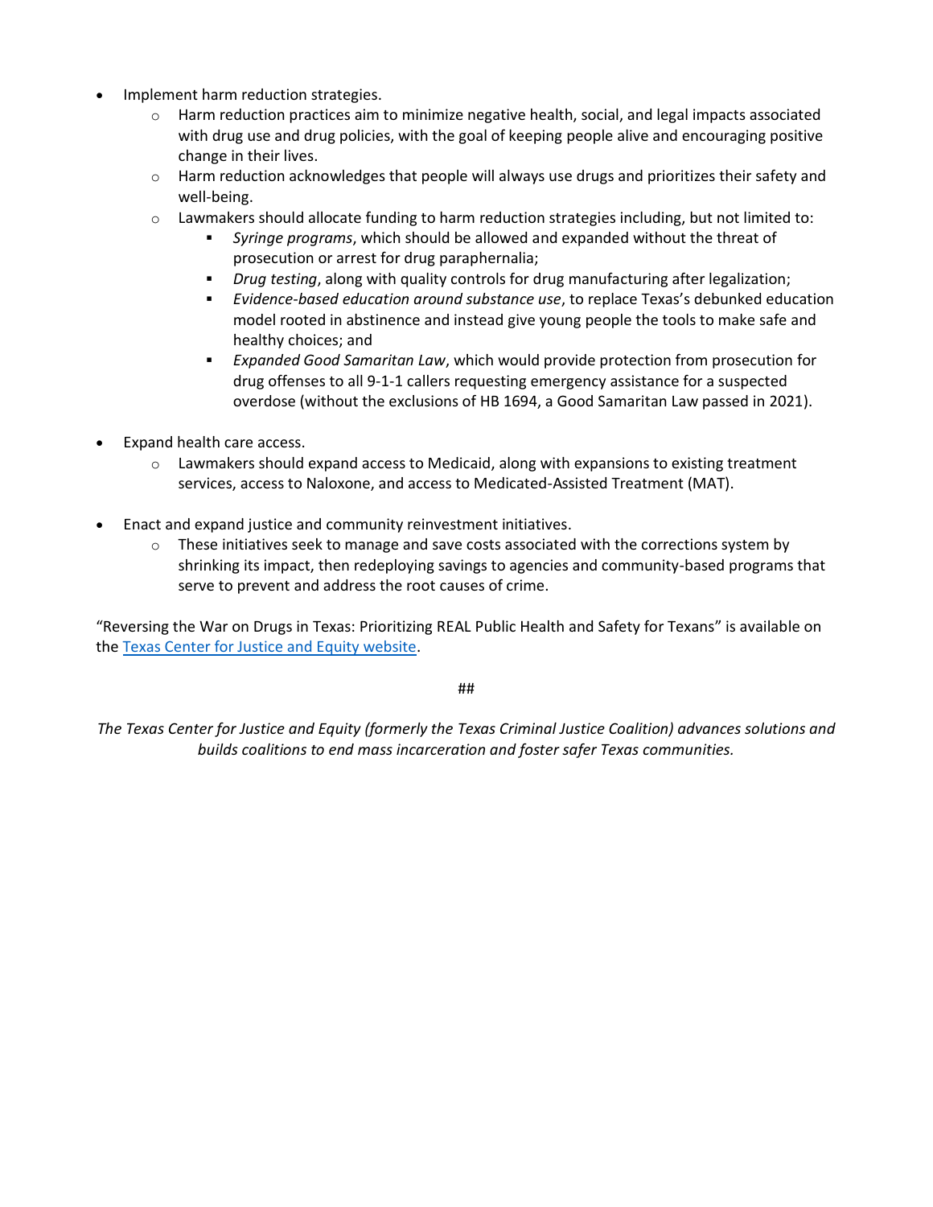- Implement harm reduction strategies.
  - Harm reduction practices aim to minimize negative health, social, and legal impacts associated with drug use and drug policies, with the goal of keeping people alive and encouraging positive change in their lives.
  - Harm reduction acknowledges that people will always use drugs and prioritizes their safety and well-being.
  - Lawmakers should allocate funding to harm reduction strategies including, but not limited to:
    - *Syringe programs*, which should be allowed and expanded without the threat of prosecution or arrest for drug paraphernalia;
    - *Drug testing*, along with quality controls for drug manufacturing after legalization;
    - *Evidence-based education around substance use*, to replace Texas's debunked education model rooted in abstinence and instead give young people the tools to make safe and healthy choices; and
    - *Expanded Good Samaritan Law*, which would provide protection from prosecution for drug offenses to all 9-1-1 callers requesting emergency assistance for a suspected overdose (without the exclusions of HB 1694, a Good Samaritan Law passed in 2021).

- Expand health care access.
  - Lawmakers should expand access to Medicaid, along with expansions to existing treatment services, access to Naloxone, and access to Medicated-Assisted Treatment (MAT).

- Enact and expand justice and community reinvestment initiatives.
  - These initiatives seek to manage and save costs associated with the corrections system by shrinking its impact, then redeploying savings to agencies and community-based programs that serve to prevent and address the root causes of crime.

"Reversing the War on Drugs in Texas: Prioritizing REAL Public Health and Safety for Texans" is available on the [Texas Center for Justice and Equity website](#).

##

*The Texas Center for Justice and Equity (formerly the Texas Criminal Justice Coalition) advances solutions and builds coalitions to end mass incarceration and foster safer Texas communities.*